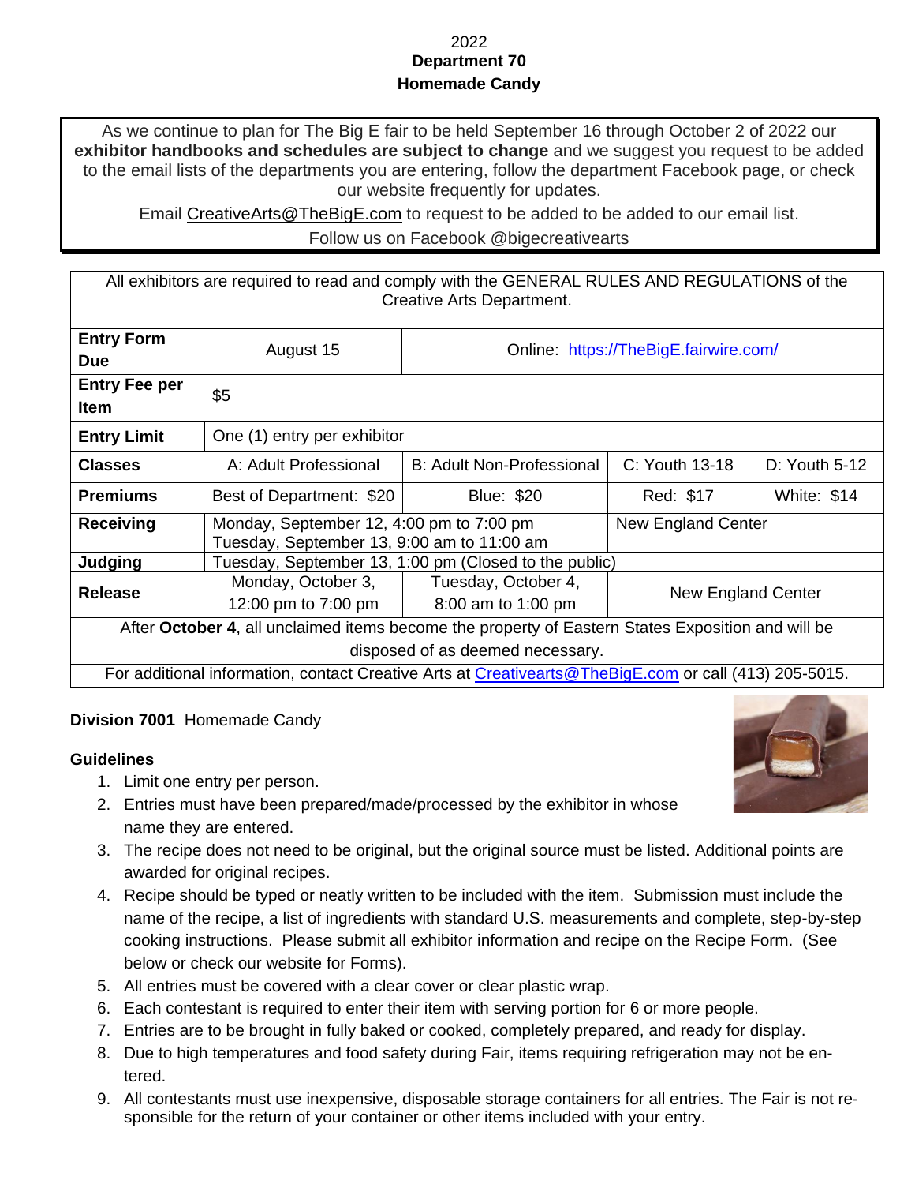2022

**Department 70**

**Homemade Candy**

As we continue to plan for The Big E fair to be held September 16 through October 2 of 2022 our **exhibitor handbooks and schedules are subject to change** and we suggest you request to be added to the email lists of the departments you are entering, follow the department Facebook page, or check our website frequently for updates.

Email CreativeArts@TheBigE.com to request to be added to be added to our email list.

Follow us on Facebook @bigecreativearts

| All exhibitors are required to read and comply with the GENERAL RULES AND REGULATIONS of the Creative Arts Department. | | | | |
|---|---|---|---|---|
| **Entry Form Due** | August 15 | Online: https://TheBigE.fairwire.com/ | | |
| **Entry Fee per Item** | $5 | | | |
| **Entry Limit** | One (1) entry per exhibitor | | | |
| **Classes** | A: Adult Professional | B: Adult Non-Professional | C: Youth 13-18 | D: Youth 5-12 |
| **Premiums** | Best of Department: $20 | Blue: $20 | Red: $17 | White: $14 |
| **Receiving** | Monday, September 12, 4:00 pm to 7:00 pm<br>Tuesday, September 13, 9:00 am to 11:00 am | | New England Center | |
| **Judging** | Tuesday, September 13, 1:00 pm (Closed to the public) | | | |
| **Release** | Monday, October 3, 12:00 pm to 7:00 pm | Tuesday, October 4, 8:00 am to 1:00 pm | New England Center | |
| After **October 4**, all unclaimed items become the property of Eastern States Exposition and will be disposed of as deemed necessary. | | | | |
| For additional information, contact Creative Arts at Creativearts@TheBigE.com or call (413) 205-5015. | | | | |

**Division 7001** Homemade Candy

**Guidelines**

1. Limit one entry per person.
2. Entries must have been prepared/made/processed by the exhibitor in whose name they are entered.
3. The recipe does not need to be original, but the original source must be listed. Additional points are awarded for original recipes.
4. Recipe should be typed or neatly written to be included with the item. Submission must include the name of the recipe, a list of ingredients with standard U.S. measurements and complete, step-by-step cooking instructions. Please submit all exhibitor information and recipe on the Recipe Form. (See below or check our website for Forms).
5. All entries must be covered with a clear cover or clear plastic wrap.
6. Each contestant is required to enter their item with serving portion for 6 or more people.
7. Entries are to be brought in fully baked or cooked, completely prepared, and ready for display.
8. Due to high temperatures and food safety during Fair, items requiring refrigeration may not be entered.
9. All contestants must use inexpensive, disposable storage containers for all entries. The Fair is not responsible for the return of your container or other items included with your entry.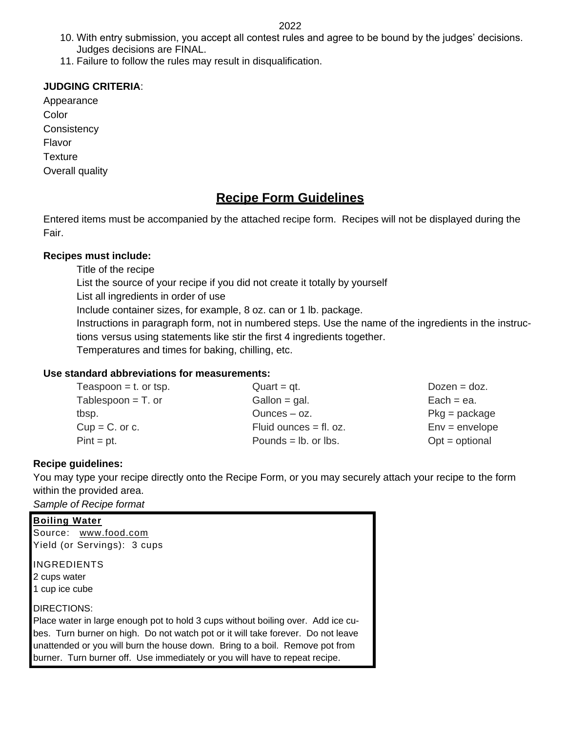10. With entry submission, you accept all contest rules and agree to be bound by the judges' decisions. Judges decisions are FINAL.
11. Failure to follow the rules may result in disqualification.

**JUDGING CRITERIA**:

Appearance
Color
Consistency
Flavor
Texture
Overall quality

## Recipe Form Guidelines

Entered items must be accompanied by the attached recipe form. Recipes will not be displayed during the Fair.

**Recipes must include:**

Title of the recipe
List the source of your recipe if you did not create it totally by yourself
List all ingredients in order of use
Include container sizes, for example, 8 oz. can or 1 lb. package.
Instructions in paragraph form, not in numbered steps. Use the name of the ingredients in the instructions versus using statements like stir the first 4 ingredients together.
Temperatures and times for baking, chilling, etc.

**Use standard abbreviations for measurements:**

| | | |
|---|---|---|
| Teaspoon = t. or tsp. | Quart = qt. | Dozen = doz. |
| Tablespoon = T. or tbsp. | Gallon = gal. | Each = ea. |
| Cup = C. or c. | Ounces – oz. | Pkg = package |
| Pint = pt. | Fluid ounces = fl. oz. | Env = envelope |
| | Pounds = lb. or lbs. | Opt = optional |

**Recipe guidelines:**

You may type your recipe directly onto the Recipe Form, or you may securely attach your recipe to the form within the provided area.

*Sample of Recipe format*

**Boiling Water**
Source: www.food.com
Yield (or Servings): 3 cups

INGREDIENTS
2 cups water
1 cup ice cube

DIRECTIONS:
Place water in large enough pot to hold 3 cups without boiling over. Add ice cubes. Turn burner on high. Do not watch pot or it will take forever. Do not leave unattended or you will burn the house down. Bring to a boil. Remove pot from burner. Turn burner off. Use immediately or you will have to repeat recipe.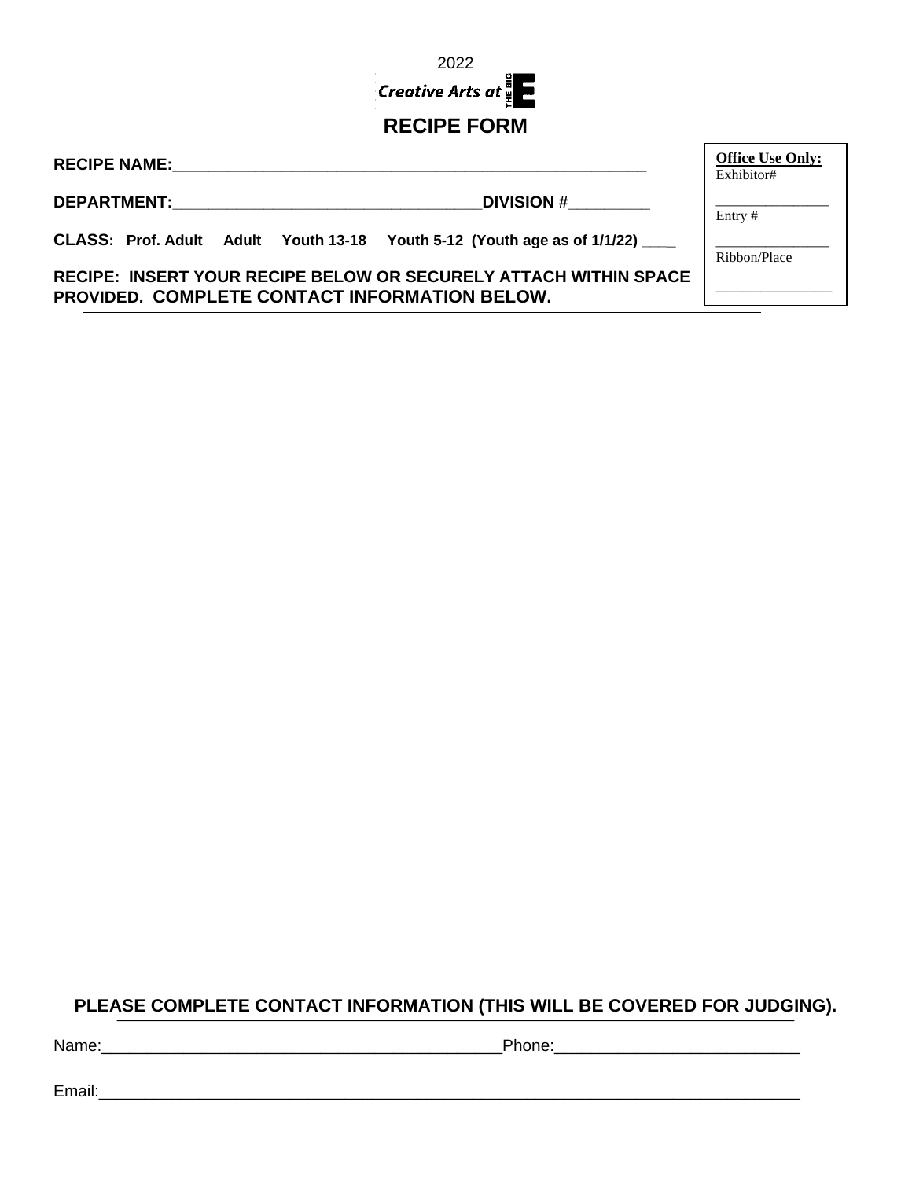2022

Creative Arts at THE BIG E

# RECIPE FORM

**RECIPE NAME:**\_\_\_\_\_\_\_\_\_\_\_\_\_\_\_\_\_\_\_\_\_\_\_\_\_\_\_\_\_\_\_\_\_\_\_\_\_\_\_\_\_\_\_\_\_\_\_\_\_\_\_\_\_\_\_\_

**DEPARTMENT:**\_\_\_\_\_\_\_\_\_\_\_\_\_\_\_\_\_\_\_\_\_\_\_\_\_\_\_\_\_\_\_\_\_\_\_\_\_**DIVISION #**\_\_\_\_\_\_\_\_\_

**CLASS: Prof. Adult Adult Youth 13-18 Youth 5-12 (Youth age as of 1/1/22)** \_\_\_\_

**RECIPE: INSERT YOUR RECIPE BELOW OR SECURELY ATTACH WITHIN SPACE PROVIDED. COMPLETE CONTACT INFORMATION BELOW.**

| **Office Use Only:** |
| --- |
| Exhibitor# |
| Entry # |
| Ribbon/Place |

**PLEASE COMPLETE CONTACT INFORMATION (THIS WILL BE COVERED FOR JUDGING).**

Name:\_\_\_\_\_\_\_\_\_\_\_\_\_\_\_\_\_\_\_\_\_\_\_\_\_\_\_\_\_\_\_\_\_\_\_\_\_\_\_\_\_\_\_\_\_Phone:\_\_\_\_\_\_\_\_\_\_\_\_\_\_\_\_\_\_\_\_\_\_\_\_\_\_\_

Email:\_\_\_\_\_\_\_\_\_\_\_\_\_\_\_\_\_\_\_\_\_\_\_\_\_\_\_\_\_\_\_\_\_\_\_\_\_\_\_\_\_\_\_\_\_\_\_\_\_\_\_\_\_\_\_\_\_\_\_\_\_\_\_\_\_\_\_\_\_\_\_\_\_\_\_\_\_\_